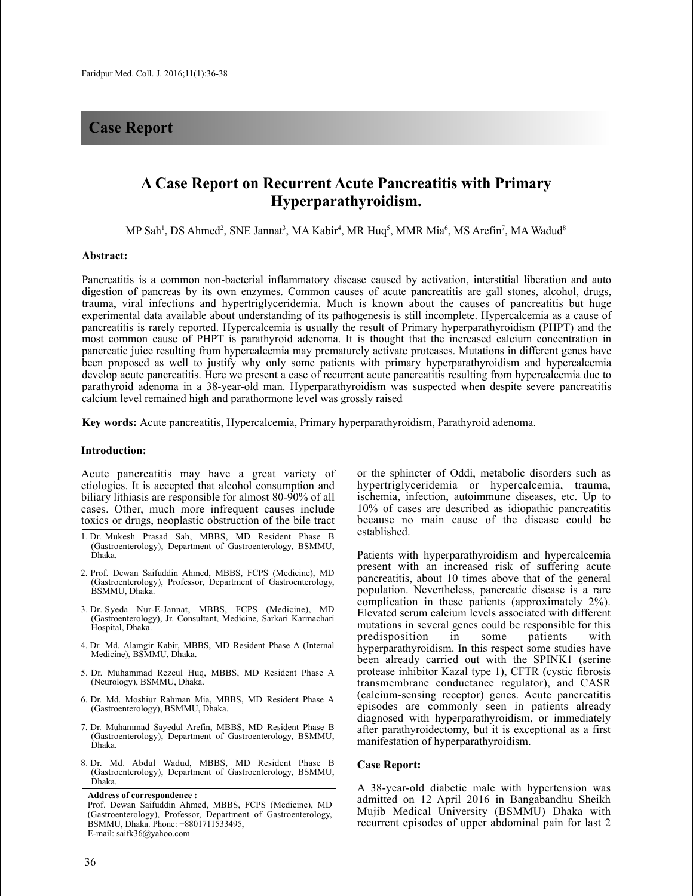## Case Report

# A Case Report on Recurrent Acute Pancreatitis with Primary Hyperparathyroidism.

MP Sah[1], DS Ahmed[2], SNE Jannat[3], MA Kabir[4], MR Huq[5], MMR Mia[6], MS Arefin[7], MA Wadud[8]

### Abstract:

Pancreatitis is a common non-bacterial inflammatory disease caused by activation, interstitial liberation and auto digestion of pancreas by its own enzymes. Common causes of acute pancreatitis are gall stones, alcohol, drugs, trauma, viral infections and hypertriglyceridemia. Much is known about the causes of pancreatitis but huge experimental data available about understanding of its pathogenesis is still incomplete. Hypercalcemia as a cause of pancreatitis is rarely reported. Hypercalcemia is usually the result of Primary hyperparathyroidism (PHPT) and the most common cause of PHPT is parathyroid adenoma. It is thought that the increased calcium concentration in pancreatic juice resulting from hypercalcemia may prematurely activate proteases. Mutations in different genes have been proposed as well to justify why only some patients with primary hyperparathyroidism and hypercalcemia develop acute pancreatitis. Here we present a case of recurrent acute pancreatitis resulting from hypercalcemia due to parathyroid adenoma in a 38-year-old man. Hyperparathyroidism was suspected when despite severe pancreatitis calcium level remained high and parathormone level was grossly raised

**Key words:** Acute pancreatitis, Hypercalcemia, Primary hyperparathyroidism, Parathyroid adenoma.

### Introduction:

Acute pancreatitis may have a great variety of etiologies. It is accepted that alcohol consumption and biliary lithiasis are responsible for almost 80-90% of all cases. Other, much more infrequent causes include toxics or drugs, neoplastic obstruction of the bile tract or the sphincter of Oddi, metabolic disorders such as hypertriglyceridemia or hypercalcemia, trauma, ischemia, infection, autoimmune diseases, etc. Up to 10% of cases are described as idiopathic pancreatitis because no main cause of the disease could be established.

Patients with hyperparathyroidism and hypercalcemia present with an increased risk of suffering acute pancreatitis, about 10 times above that of the general population. Nevertheless, pancreatic disease is a rare complication in these patients (approximately 2%). Elevated serum calcium levels associated with different mutations in several genes could be responsible for this predisposition in some patients with hyperparathyroidism. In this respect some studies have been already carried out with the SPINK1 (serine protease inhibitor Kazal type 1), CFTR (cystic fibrosis transmembrane conductance regulator), and CASR (calcium-sensing receptor) genes. Acute pancreatitis episodes are commonly seen in patients already diagnosed with hyperparathyroidism, or immediately after parathyroidectomy, but it is exceptional as a first manifestation of hyperparathyroidism.

### Case Report:

A 38-year-old diabetic male with hypertension was admitted on 12 April 2016 in Bangabandhu Sheikh Mujib Medical University (BSMMU) Dhaka with recurrent episodes of upper abdominal pain for last 2

---

1. Dr. Mukesh Prasad Sah, MBBS, MD Resident Phase B (Gastroenterology), Department of Gastroenterology, BSMMU, Dhaka.
2. Prof. Dewan Saifuddin Ahmed, MBBS, FCPS (Medicine), MD (Gastroenterology), Professor, Department of Gastroenterology, BSMMU, Dhaka.
3. Dr. Syeda Nur-E-Jannat, MBBS, FCPS (Medicine), MD (Gastroenterology), Jr. Consultant, Medicine, Sarkari Karmachari Hospital, Dhaka.
4. Dr. Md. Alamgir Kabir, MBBS, MD Resident Phase A (Internal Medicine), BSMMU, Dhaka.
5. Dr. Muhammad Rezeul Huq, MBBS, MD Resident Phase A (Neurology), BSMMU, Dhaka.
6. Dr. Md. Moshiur Rahman Mia, MBBS, MD Resident Phase A (Gastroenterology), BSMMU, Dhaka.
7. Dr. Muhammad Sayedul Arefin, MBBS, MD Resident Phase B (Gastroenterology), Department of Gastroenterology, BSMMU, Dhaka.
8. Dr. Md. Abdul Wadud, MBBS, MD Resident Phase B (Gastroenterology), Department of Gastroenterology, BSMMU, Dhaka.

**Address of correspondence :**
Prof. Dewan Saifuddin Ahmed, MBBS, FCPS (Medicine), MD (Gastroenterology), Professor, Department of Gastroenterology, BSMMU, Dhaka. Phone: +8801711533495,
E-mail: saifk36@yahoo.com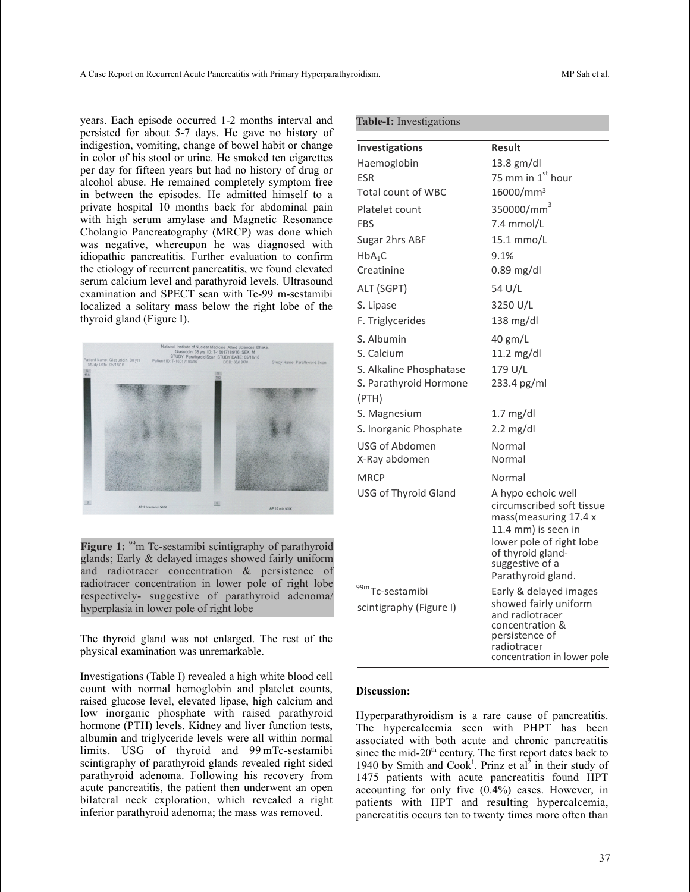years. Each episode occurred 1-2 months interval and persisted for about 5-7 days. He gave no history of indigestion, vomiting, change of bowel habit or change in color of his stool or urine. He smoked ten cigarettes per day for fifteen years but had no history of drug or alcohol abuse. He remained completely symptom free in between the episodes. He admitted himself to a private hospital 10 months back for abdominal pain with high serum amylase and Magnetic Resonance Cholangio Pancreatography (MRCP) was done which was negative, whereupon he was diagnosed with idiopathic pancreatitis. Further evaluation to confirm the etiology of recurrent pancreatitis, we found elevated serum calcium level and parathyroid levels. Ultrasound examination and SPECT scan with Tc-99 m-sestamibi localized a solitary mass below the right lobe of the thyroid gland (Figure I).

**Figure 1:** $^{99}$m Tc-sestamibi scintigraphy of parathyroid glands; Early & delayed images showed fairly uniform and radiotracer concentration & persistence of radiotracer concentration in lower pole of right lobe respectively- suggestive of parathyroid adenoma/hyperplasia in lower pole of right lobe

The thyroid gland was not enlarged. The rest of the physical examination was unremarkable.

Investigations (Table I) revealed a high white blood cell count with normal hemoglobin and platelet counts, raised glucose level, elevated lipase, high calcium and low inorganic phosphate with raised parathyroid hormone (PTH) levels. Kidney and liver function tests, albumin and triglyceride levels were all within normal limits. USG of thyroid and 99 mTc-sestamibi scintigraphy of parathyroid glands revealed right sided parathyroid adenoma. Following his recovery from acute pancreatitis, the patient then underwent an open bilateral neck exploration, which revealed a right inferior parathyroid adenoma; the mass was removed.

**Table-I:** Investigations

| Investigations | Result |
|---|---|
| Haemoglobin | 13.8 gm/dl |
| ESR | 75 mm in 1$^{st}$ hour |
| Total count of WBC | 16000/mm$^3$ |
| Platelet count | 350000/mm$^3$ |
| FBS | 7.4 mmol/L |
| Sugar 2hrs ABF | 15.1 mmo/L |
| $HbA_1C$ | 9.1% |
| Creatinine | 0.89 mg/dl |
| ALT (SGPT) | 54 U/L |
| S. Lipase | 3250 U/L |
| F. Triglycerides | 138 mg/dl |
| S. Albumin | 40 gm/L |
| S. Calcium | 11.2 mg/dl |
| S. Alkaline Phosphatase | 179 U/L |
| S. Parathyroid Hormone (PTH) | 233.4 pg/ml |
| S. Magnesium | 1.7 mg/dl |
| S. Inorganic Phosphate | 2.2 mg/dl |
| USG of Abdomen | Normal |
| X-Ray abdomen | Normal |
| MRCP | Normal |
| USG of Thyroid Gland | A hypo echoic well circumscribed soft tissue mass(measuring 17.4 x 11.4 mm) is seen in lower pole of right lobe of thyroid gland- suggestive of a Parathyroid gland. |
| $^{99m}$Tc-sestamibi scintigraphy (Figure I) | Early & delayed images showed fairly uniform and radiotracer concentration & persistence of radiotracer concentration in lower pole |

## Discussion:

Hyperparathyroidism is a rare cause of pancreatitis. The hypercalcemia seen with PHPT has been associated with both acute and chronic pancreatitis since the mid-20$^{th}$ century. The first report dates back to 1940 by Smith and Cook[1]. Prinz et al[2] in their study of 1475 patients with acute pancreatitis found HPT accounting for only five (0.4%) cases. However, in patients with HPT and resulting hypercalcemia, pancreatitis occurs ten to twenty times more often than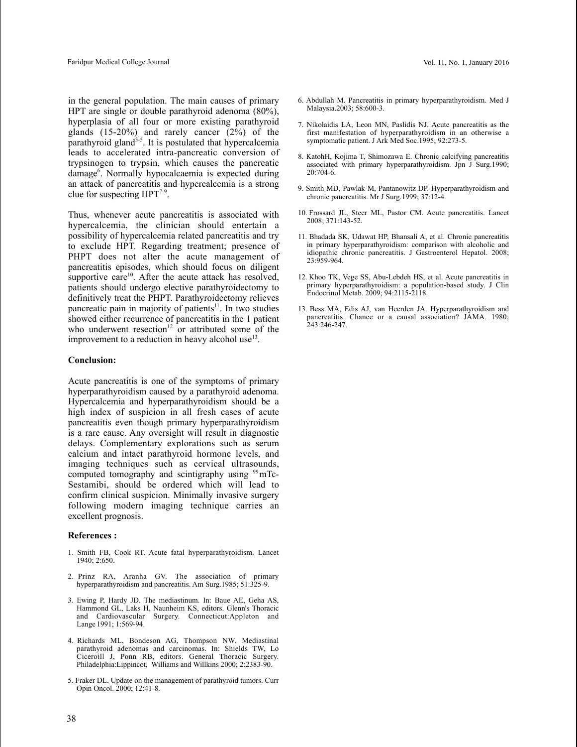in the general population. The main causes of primary HPT are single or double parathyroid adenoma (80%), hyperplasia of all four or more existing parathyroid glands (15-20%) and rarely cancer (2%) of the parathyroid gland[3-5]. It is postulated that hypercalcemia leads to accelerated intra-pancreatic conversion of trypsinogen to trypsin, which causes the pancreatic damage[6]. Normally hypocalcaemia is expected during an attack of pancreatitis and hypercalcemia is a strong clue for suspecting HPT[7-9].

Thus, whenever acute pancreatitis is associated with hypercalcemia, the clinician should entertain a possibility of hypercalcemia related pancreatitis and try to exclude HPT. Regarding treatment; presence of PHPT does not alter the acute management of pancreatitis episodes, which should focus on diligent supportive care[10]. After the acute attack has resolved, patients should undergo elective parathyroidectomy to definitively treat the PHPT. Parathyroidectomy relieves pancreatic pain in majority of patients[11]. In two studies showed either recurrence of pancreatitis in the 1 patient who underwent resection[12] or attributed some of the improvement to a reduction in heavy alcohol use[13].

**Conclusion:**

Acute pancreatitis is one of the symptoms of primary hyperparathyroidism caused by a parathyroid adenoma. Hypercalcemia and hyperparathyroidism should be a high index of suspicion in all fresh cases of acute pancreatitis even though primary hyperparathyroidism is a rare cause. Any oversight will result in diagnostic delays. Complementary explorations such as serum calcium and intact parathyroid hormone levels, and imaging techniques such as cervical ultrasounds, computed tomography and scintigraphy using $^{99}$mTc-Sestamibi, should be ordered which will lead to confirm clinical suspicion. Minimally invasive surgery following modern imaging technique carries an excellent prognosis.

**References :**

1. Smith FB, Cook RT. Acute fatal hyperparathyroidism. Lancet 1940; 2:650.
2. Prinz RA, Aranha GV. The association of primary hyperparathyroidism and pancreatitis. Am Surg.1985; 51:325-9.
3. Ewing P, Hardy JD. The mediastinum. In: Baue AE, Geha AS, Hammond GL, Laks H, Naunheim KS, editors. Glenn's Thoracic and Cardiovascular Surgery. Connecticut:Appleton and Lange 1991; 1:569-94.
4. Richards ML, Bondeson AG, Thompson NW. Mediastinal parathyroid adenomas and carcinomas. In: Shields TW, Lo Ciceroill J, Ponn RB, editors. General Thoracic Surgery. Philadelphia:Lippincot, Williams and Willkins 2000; 2:2383-90.
5. Fraker DL. Update on the management of parathyroid tumors. Curr Opin Oncol. 2000; 12:41-8.
6. Abdullah M. Pancreatitis in primary hyperparathyroidism. Med J Malaysia.2003; 58:600-3.
7. Nikolaidis LA, Leon MN, Paslidis NJ. Acute pancreatitis as the first manifestation of hyperparathyroidism in an otherwise a symptomatic patient. J Ark Med Soc.1995; 92:273-5.
8. KatohH, Kojima T, Shimozawa E. Chronic calcifying pancreatitis associated with primary hyperparathyroidism. Jpn J Surg.1990; 20:704-6.
9. Smith MD, Pawlak M, Pantanowitz DP. Hyperparathyroidism and chronic pancreatitis. Mr J Surg.1999; 37:12-4.
10. Frossard JL, Steer ML, Pastor CM. Acute pancreatitis. Lancet 2008; 371:143-52.
11. Bhadada SK, Udawat HP, Bhansali A, et al. Chronic pancreatitis in primary hyperparathyroidism: comparison with alcoholic and idiopathic chronic pancreatitis. J Gastroenterol Hepatol. 2008; 23:959-964.
12. Khoo TK, Vege SS, Abu-Lebdeh HS, et al. Acute pancreatitis in primary hyperparathyroidism: a population-based study. J Clin Endocrinol Metab. 2009; 94:2115-2118.
13. Bess MA, Edis AJ, van Heerden JA. Hyperparathyroidism and pancreatitis. Chance or a causal association? JAMA. 1980; 243:246-247.